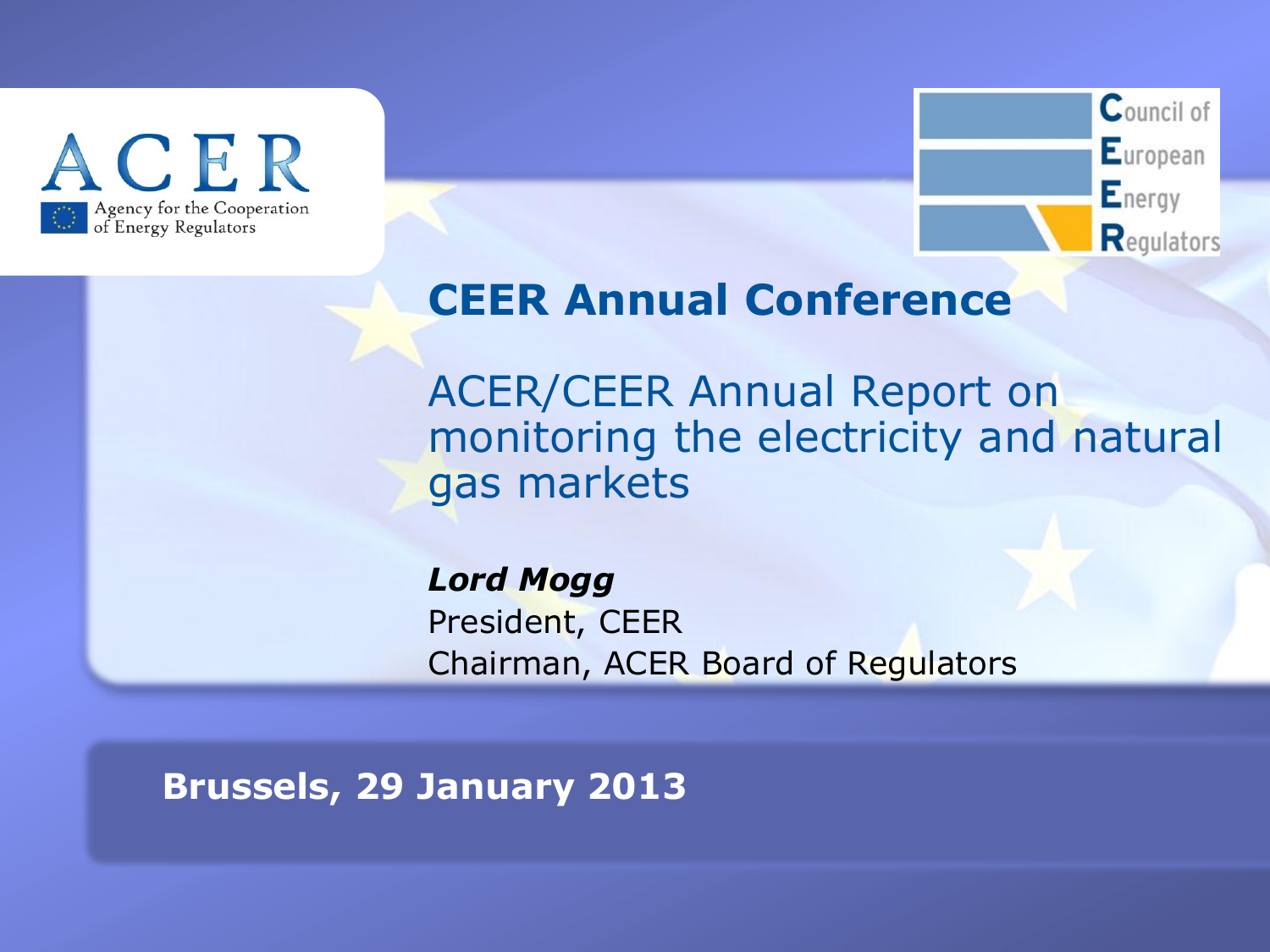ACER

Agency for the Cooperation of Energy Regulators

Council of European Energy Regulators

# CEER Annual Conference

## ACER/CEER Annual Report on monitoring the electricity and natural gas markets

***Lord Mogg***

President, CEER

Chairman, ACER Board of Regulators

**Brussels, 29 January 2013**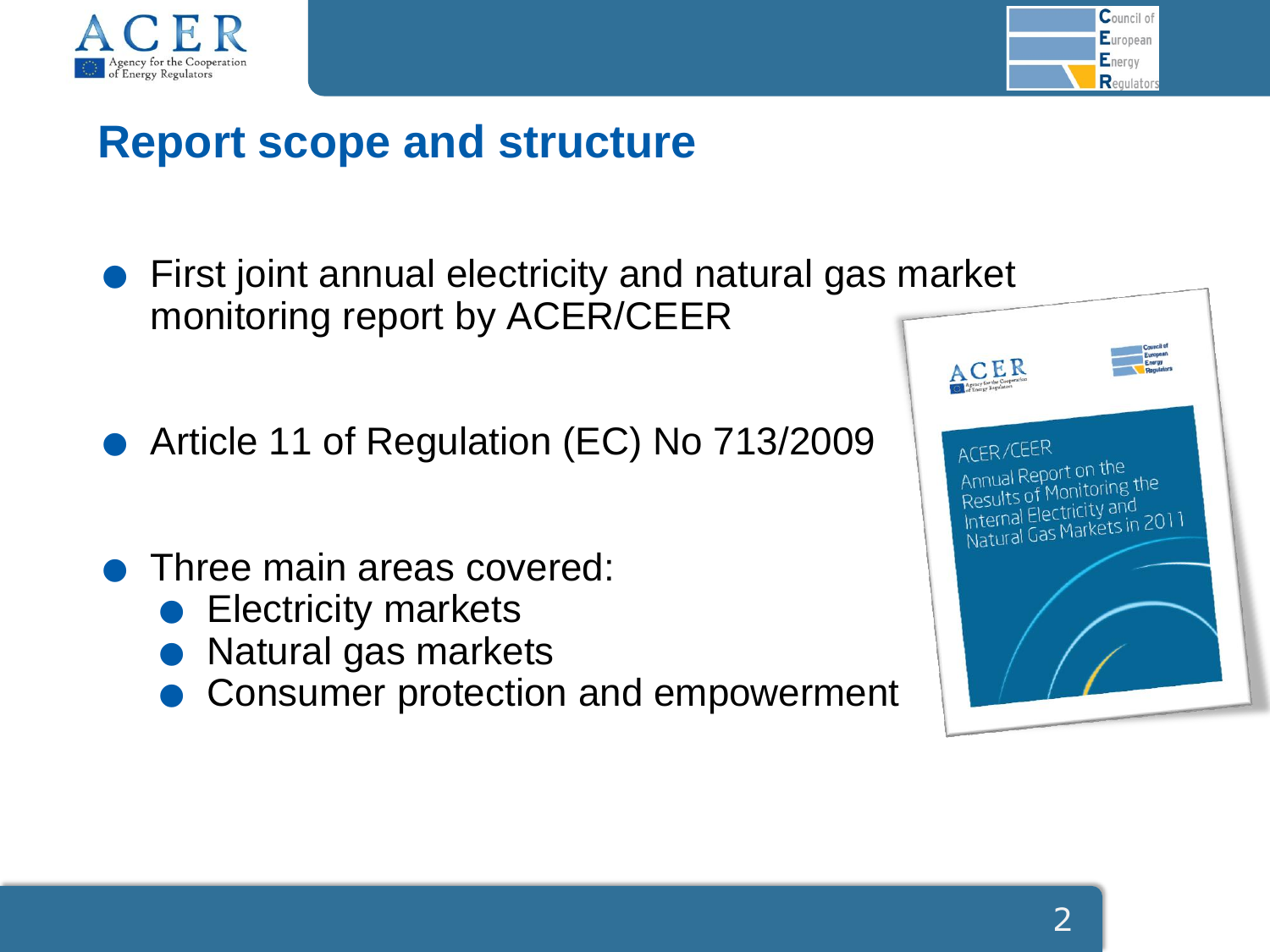# Report scope and structure

- First joint annual electricity and natural gas market monitoring report by ACER/CEER
- Article 11 of Regulation (EC) No 713/2009
- Three main areas covered:
  - Electricity markets
  - Natural gas markets
  - Consumer protection and empowerment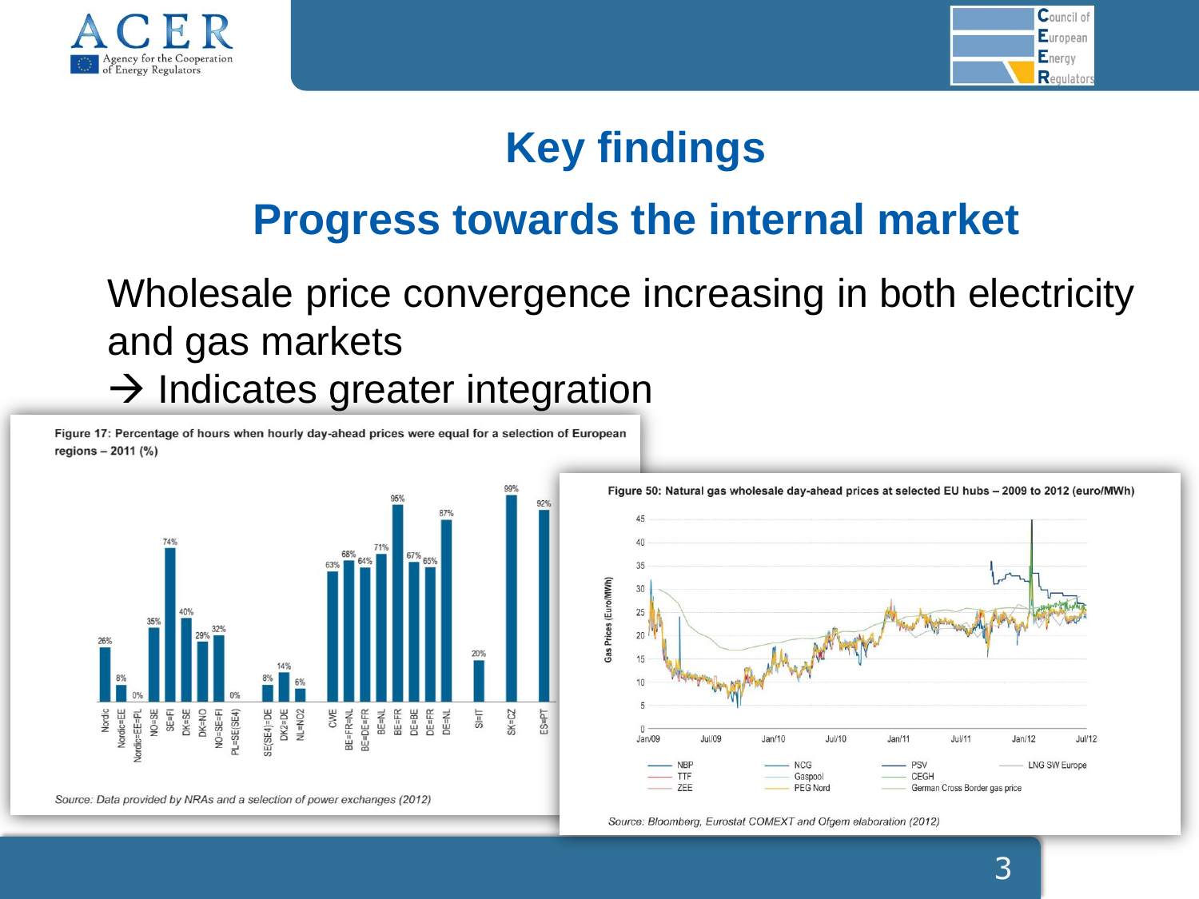# Key findings

## Progress towards the internal market

Wholesale price convergence increasing in both electricity and gas markets

→ Indicates greater integration

**Figure 17: Percentage of hours when hourly day-ahead prices were equal for a selection of European regions – 2011 (%)**

| Region | % |
|---|---|
| Nordic | 26% |
| Nordic=EE | 8% |
| Nordic=EE=PL | 0% |
| NO=SE | 35% |
| SE=FI | 74% |
| DK=SE | 40% |
| DK=NO | 29% |
| NO=SE=FI | 32% |
| PL=SE(SE4) | 0% |
| SE(SE4)=DE | 8% |
| DK2=DE | 14% |
| NL=NO2 | 6% |
| CWE | 63% |
| BE=FR=NL | 68% |
| BE=DE=FR | 64% |
| BE=NL | 71% |
| BE=FR | 95% |
| DE=BE | 67% |
| DE=FR | 65% |
| DE=NL | 87% |
| SI=IT | 20% |
| SK=CZ | 99% |
| ES=PT | 92% |

*Source: Data provided by NRAs and a selection of power exchanges (2012)*

**Figure 50: Natural gas wholesale day-ahead prices at selected EU hubs – 2009 to 2012 (euro/MWh)**

Legend: NBP, TTF, ZEE, NCG, Gaspool, PEG Nord, PSV, CEGH, German Cross Border gas price, LNG SW Europe

*Source: Bloomberg, Eurostat COMEXT and Ofgem elaboration (2012)*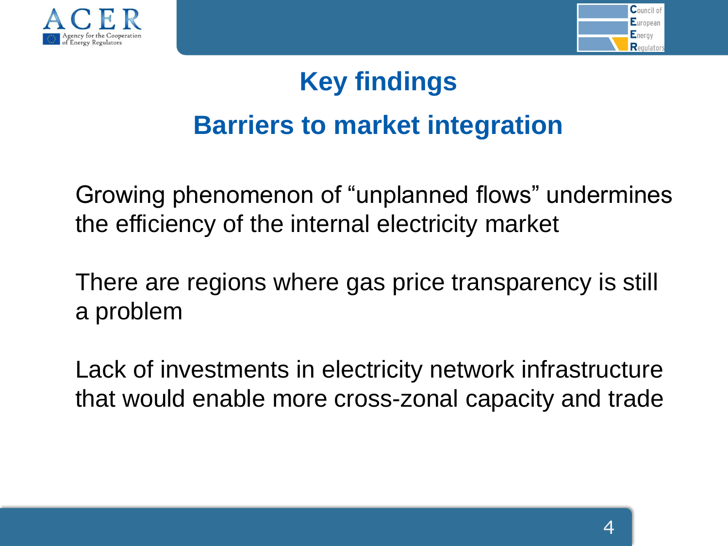# Key findings

## Barriers to market integration

Growing phenomenon of "unplanned flows" undermines the efficiency of the internal electricity market

There are regions where gas price transparency is still a problem

Lack of investments in electricity network infrastructure that would enable more cross-zonal capacity and trade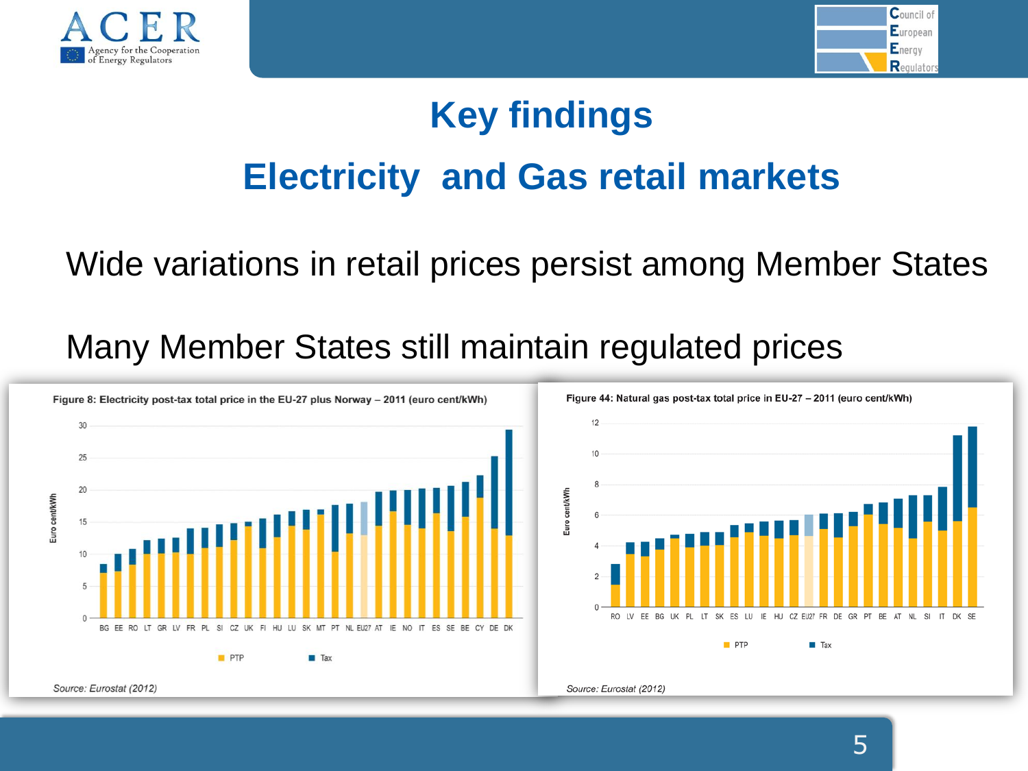# Key findings

## Electricity and Gas retail markets

Wide variations in retail prices persist among Member States

Many Member States still maintain regulated prices

**Figure 8: Electricity post-tax total price in the EU-27 plus Norway – 2011 (euro cent/kWh)**

Source: Eurostat (2012)

**Figure 44: Natural gas post-tax total price in EU-27 – 2011 (euro cent/kWh)**

Source: Eurostat (2012)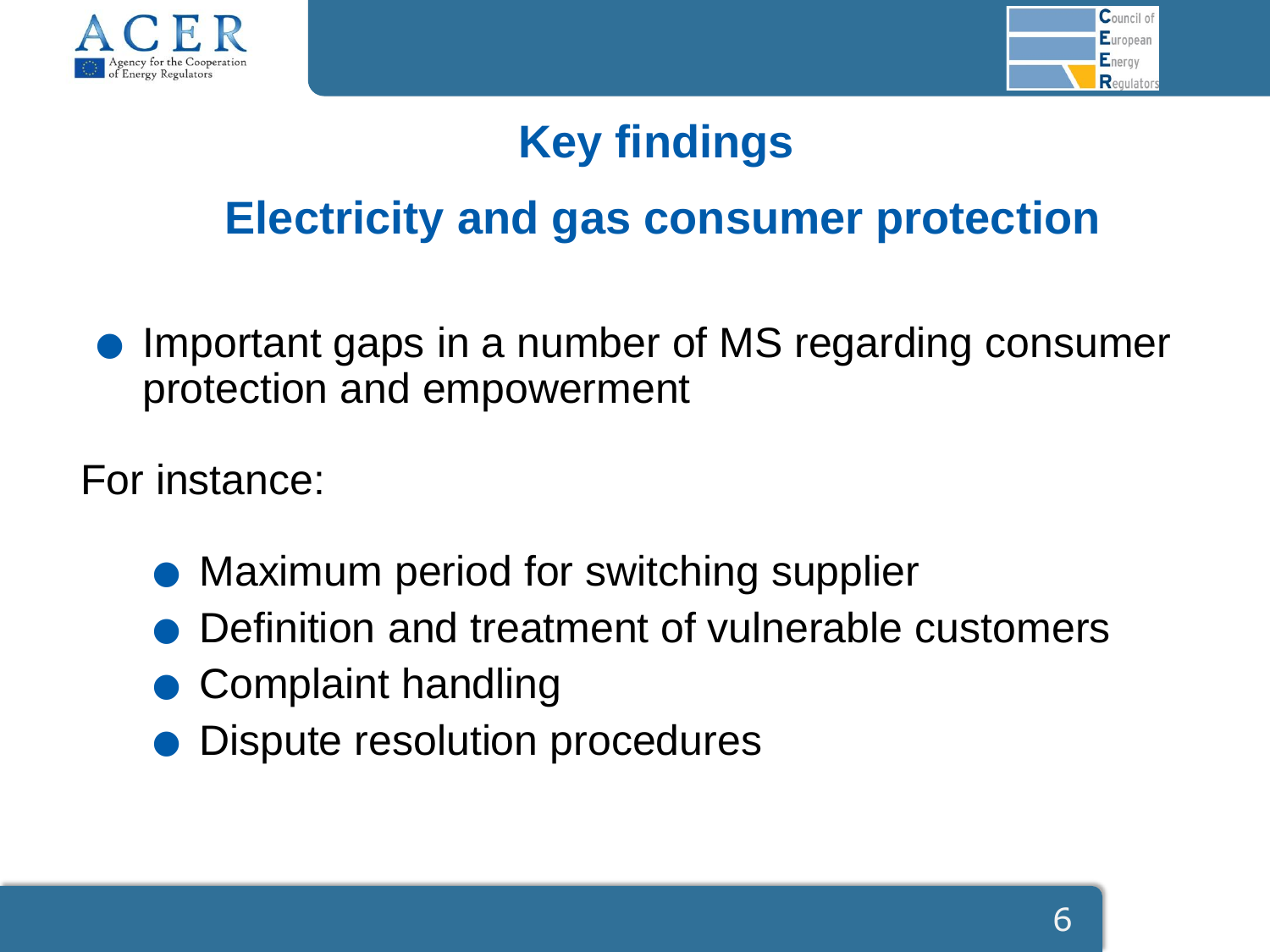# Key findings

## Electricity and gas consumer protection

- Important gaps in a number of MS regarding consumer protection and empowerment

For instance:

- Maximum period for switching supplier
- Definition and treatment of vulnerable customers
- Complaint handling
- Dispute resolution procedures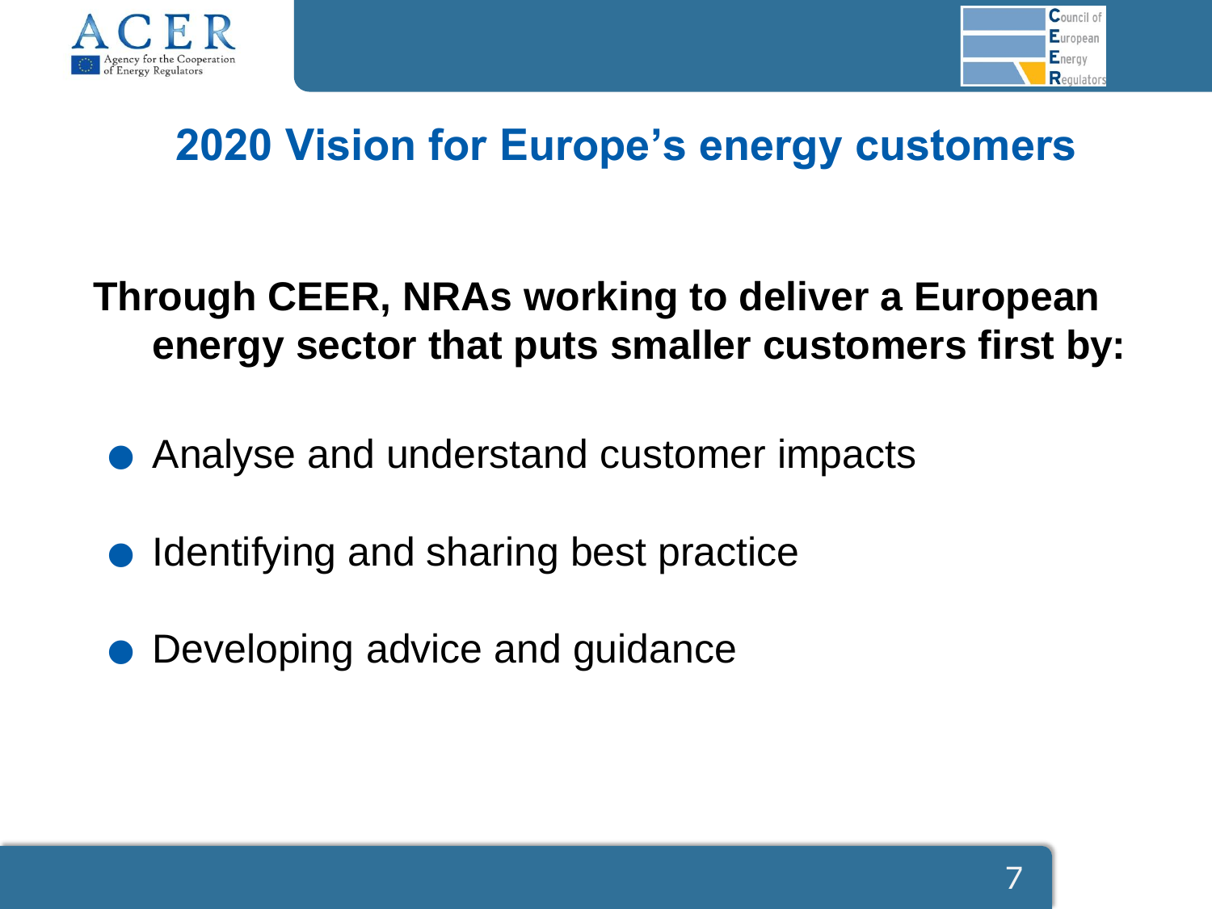# 2020 Vision for Europe's energy customers

**Through CEER, NRAs working to deliver a European energy sector that puts smaller customers first by:**

- Analyse and understand customer impacts
- Identifying and sharing best practice
- Developing advice and guidance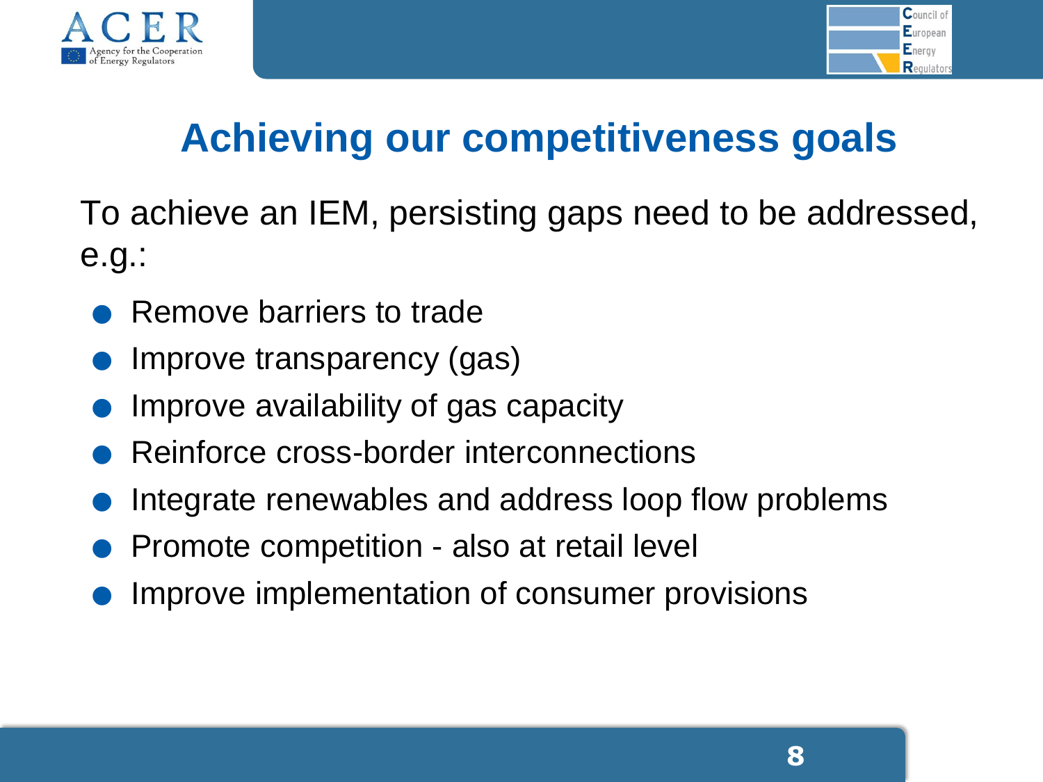# Achieving our competitiveness goals

To achieve an IEM, persisting gaps need to be addressed, e.g.:

- Remove barriers to trade
- Improve transparency (gas)
- Improve availability of gas capacity
- Reinforce cross-border interconnections
- Integrate renewables and address loop flow problems
- Promote competition - also at retail level
- Improve implementation of consumer provisions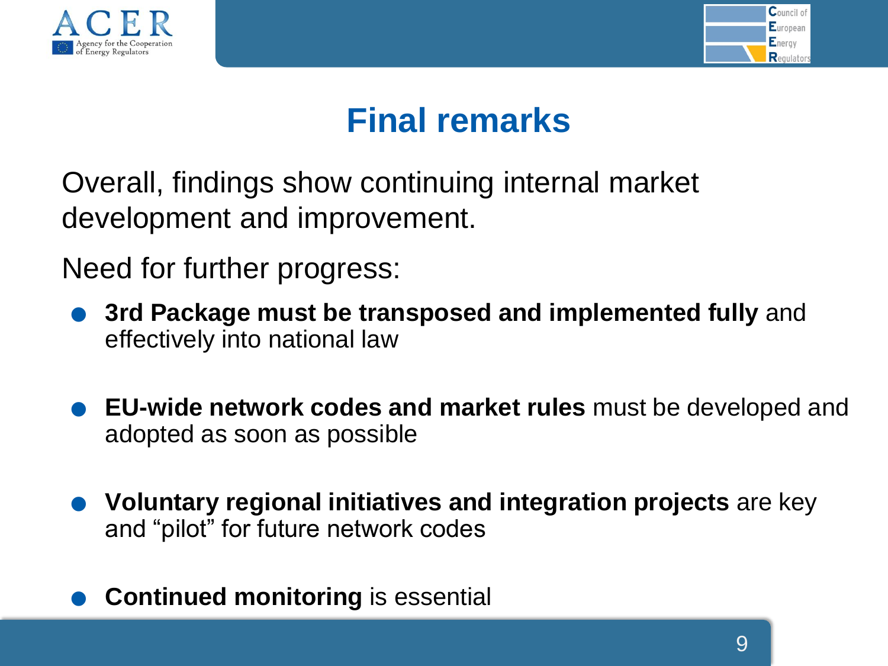# Final remarks

Overall, findings show continuing internal market development and improvement.

Need for further progress:

- **3rd Package must be transposed and implemented fully** and effectively into national law
- **EU-wide network codes and market rules** must be developed and adopted as soon as possible
- **Voluntary regional initiatives and integration projects** are key and "pilot" for future network codes
- **Continued monitoring** is essential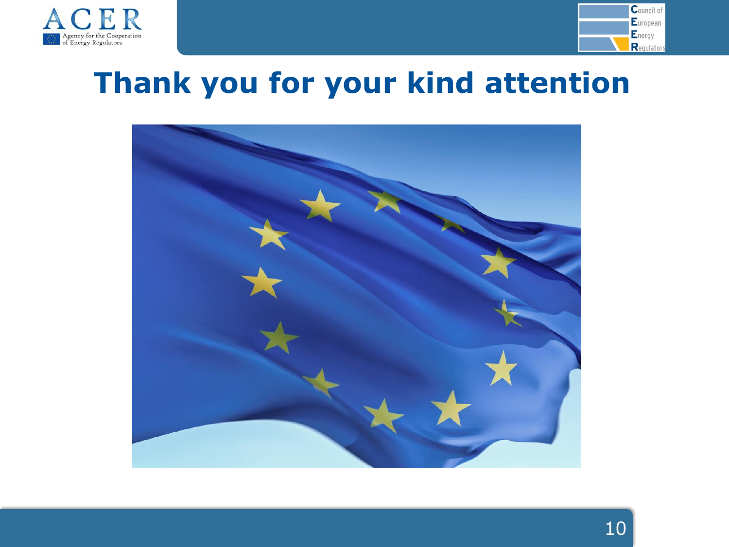# Thank you for your kind attention